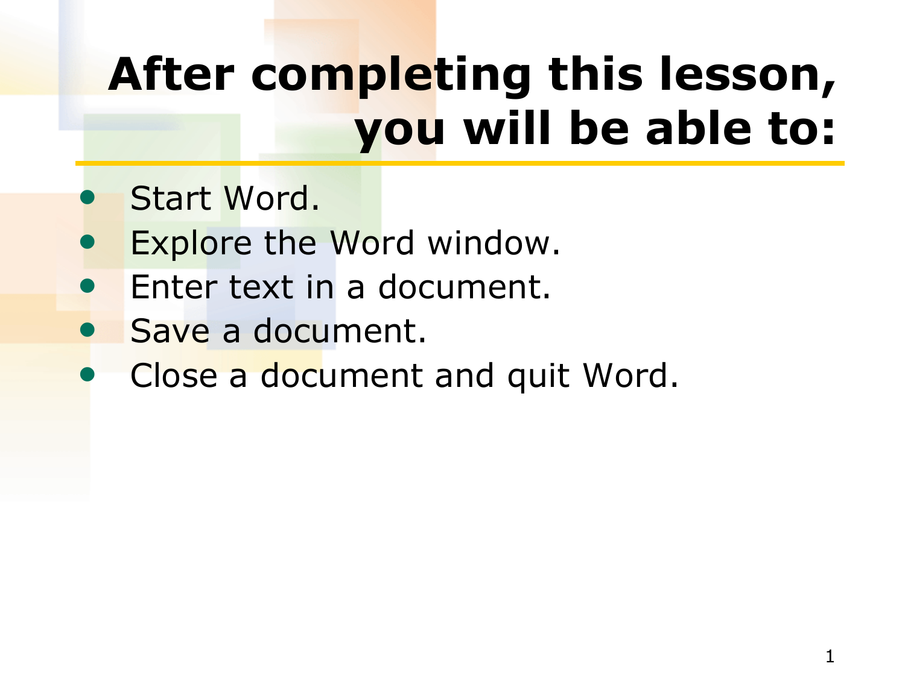# After completing this lesson, you will be able to:

- Start Word.
- Explore the Word window.
- Enter text in a document.
- Save a document.
- Close a document and quit Word.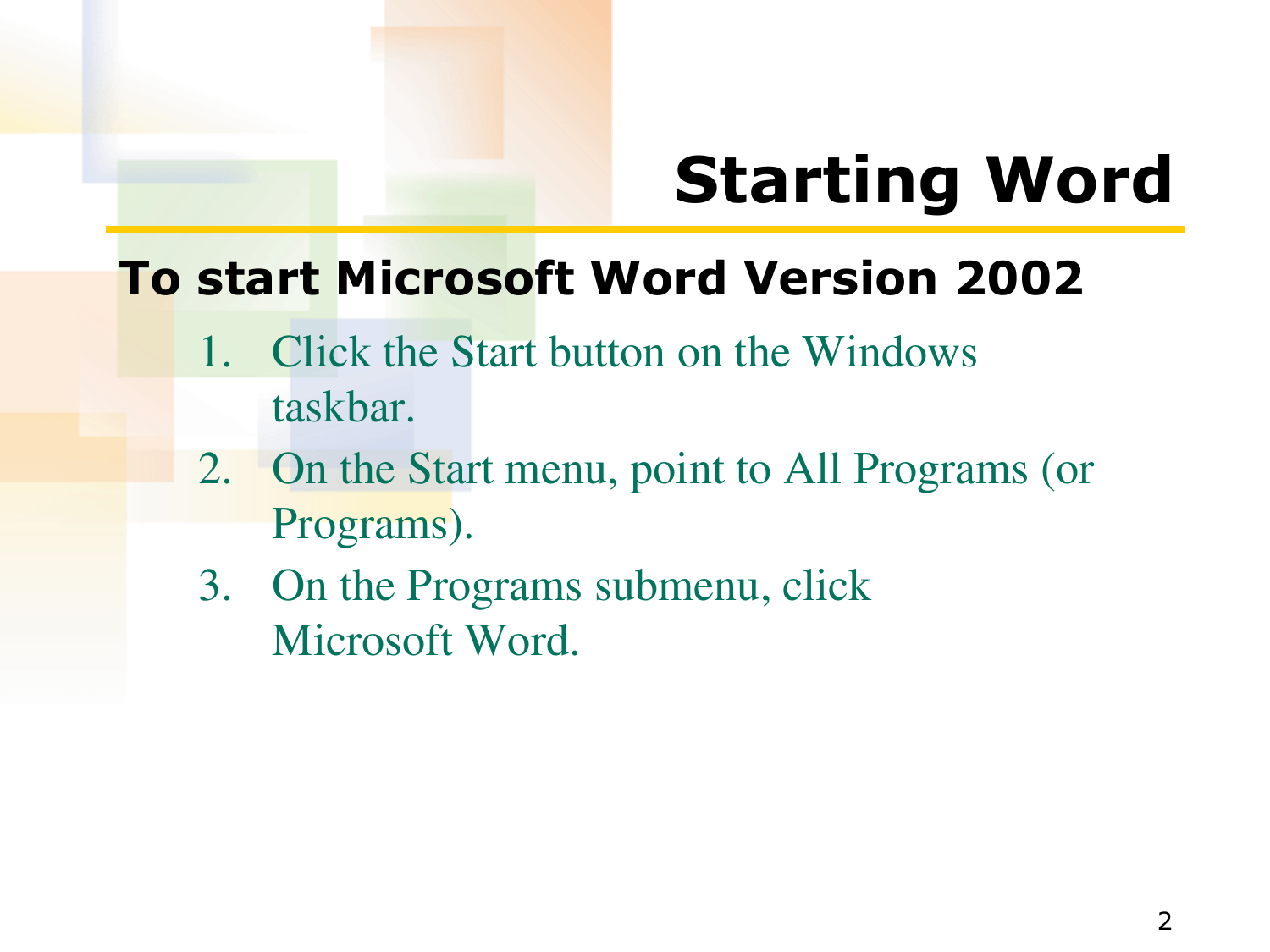# Starting Word

## To start Microsoft Word Version 2002

1. Click the Start button on the Windows taskbar.
2. On the Start menu, point to All Programs (or Programs).
3. On the Programs submenu, click Microsoft Word.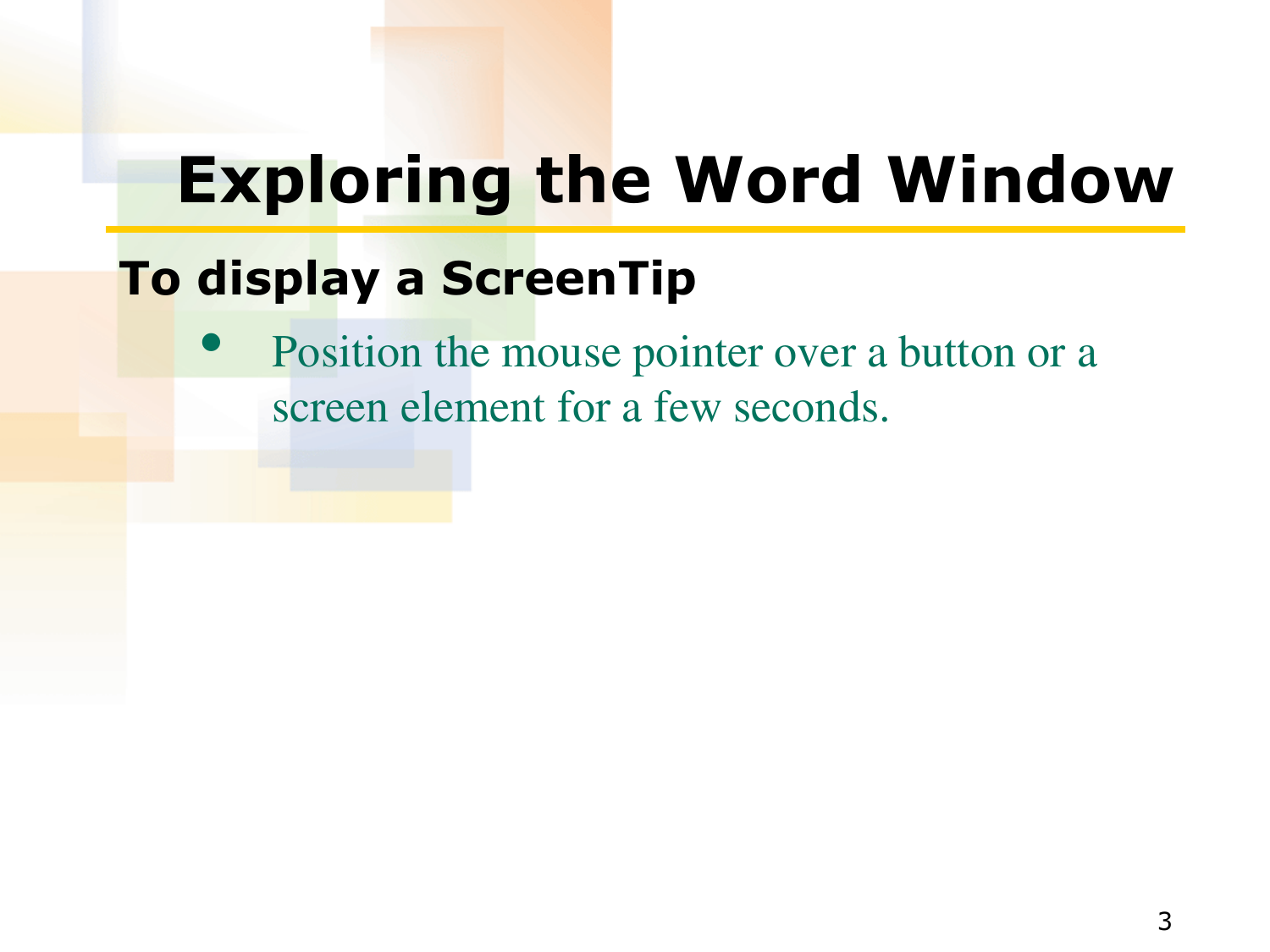# Exploring the Word Window

## To display a ScreenTip

- Position the mouse pointer over a button or a screen element for a few seconds.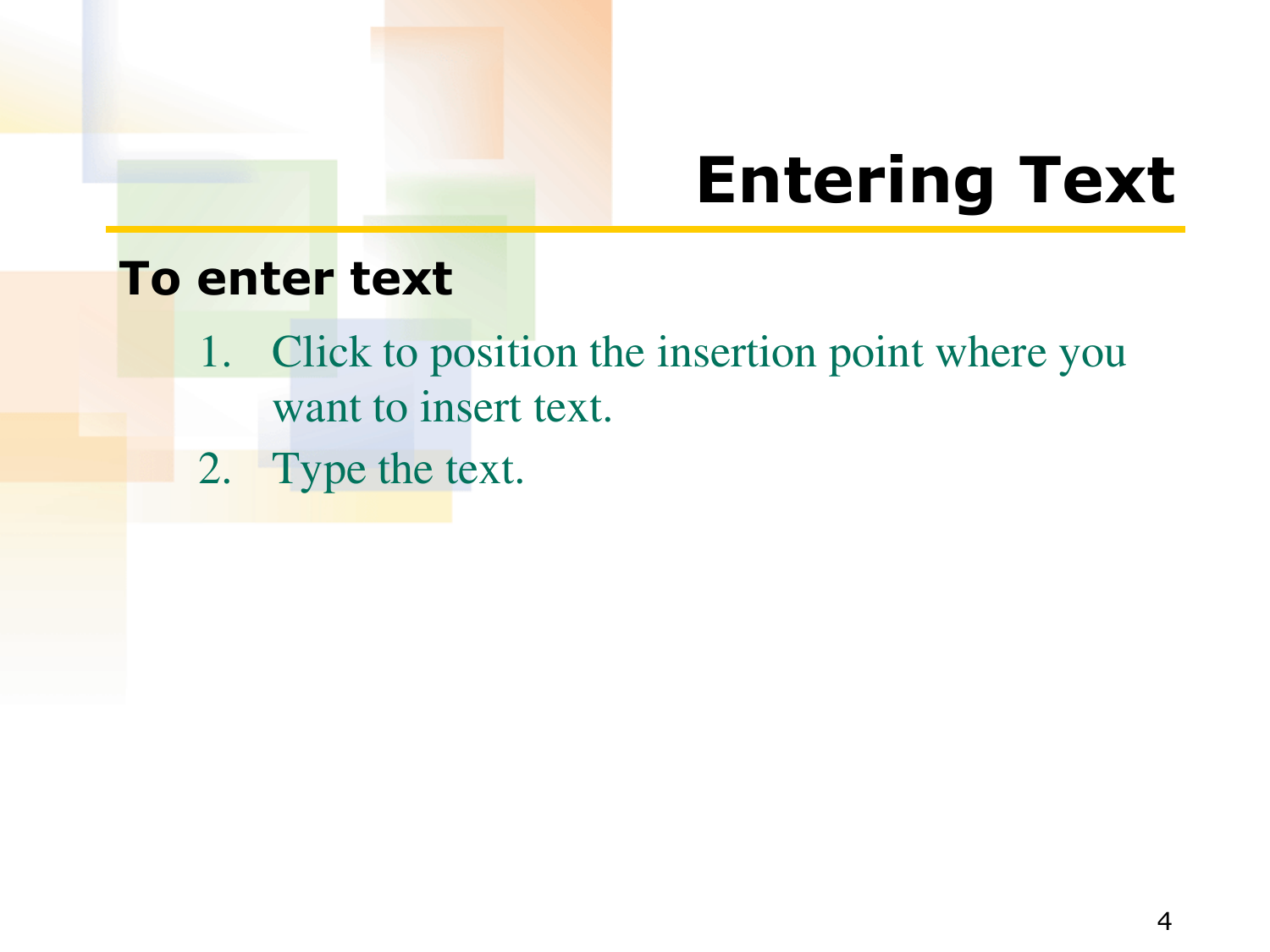# Entering Text

**To enter text**

1. Click to position the insertion point where you want to insert text.
2. Type the text.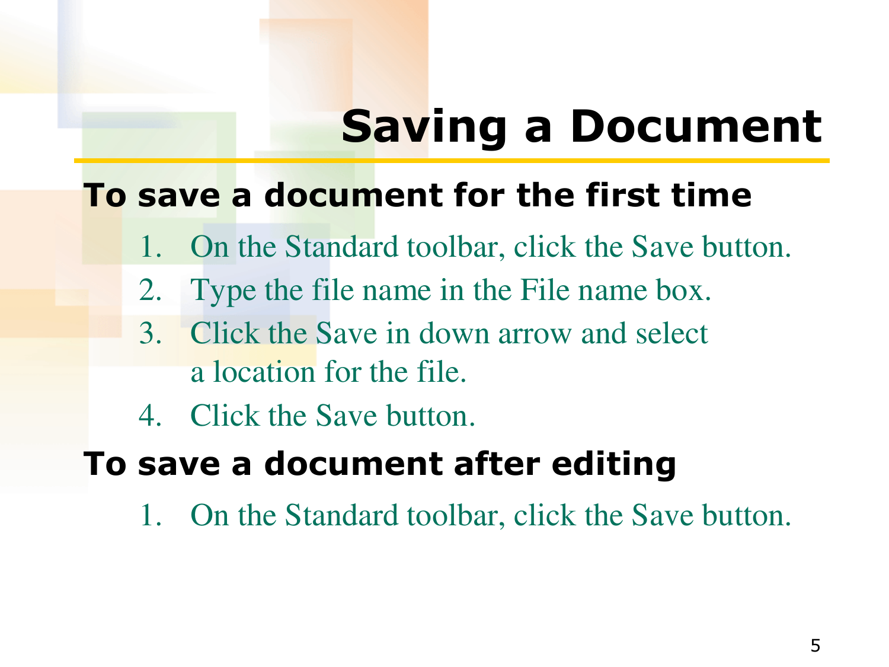# Saving a Document

**To save a document for the first time**

1. On the Standard toolbar, click the Save button.
2. Type the file name in the File name box.
3. Click the Save in down arrow and select a location for the file.
4. Click the Save button.

**To save a document after editing**

1. On the Standard toolbar, click the Save button.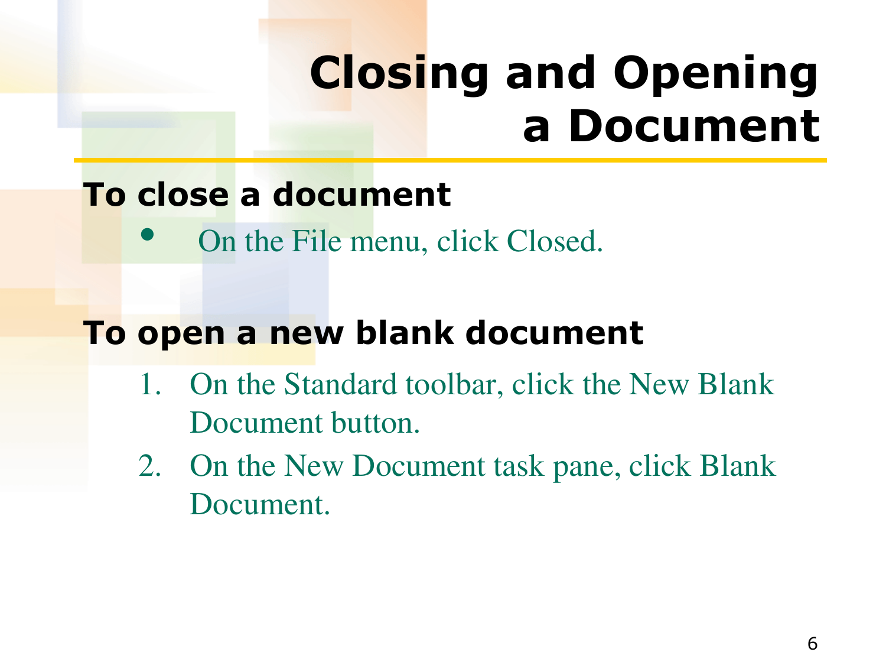# Closing and Opening a Document

**To close a document**

- On the File menu, click Closed.

**To open a new blank document**

1. On the Standard toolbar, click the New Blank Document button.
2. On the New Document task pane, click Blank Document.